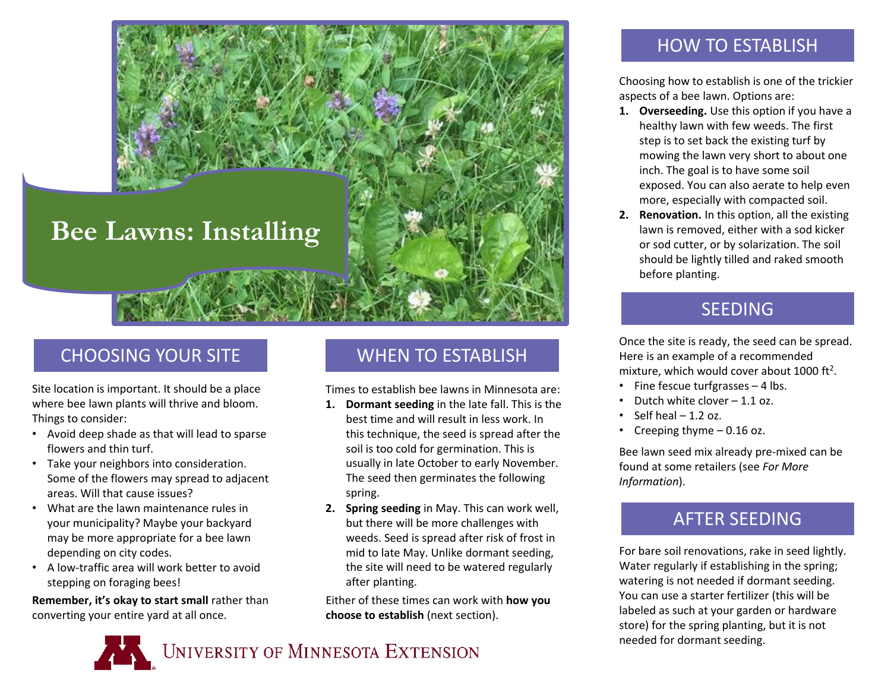# Bee Lawns: Installing

## CHOOSING YOUR SITE

Site location is important. It should be a place where bee lawn plants will thrive and bloom. Things to consider:

- Avoid deep shade as that will lead to sparse flowers and thin turf.
- Take your neighbors into consideration. Some of the flowers may spread to adjacent areas. Will that cause issues?
- What are the lawn maintenance rules in your municipality? Maybe your backyard may be more appropriate for a bee lawn depending on city codes.
- A low-traffic area will work better to avoid stepping on foraging bees!

**Remember, it's okay to start small** rather than converting your entire yard at all once.

## WHEN TO ESTABLISH

Times to establish bee lawns in Minnesota are:

1. **Dormant seeding** in the late fall. This is the best time and will result in less work. In this technique, the seed is spread after the soil is too cold for germination. This is usually in late October to early November. The seed then germinates the following spring.
2. **Spring seeding** in May. This can work well, but there will be more challenges with weeds. Seed is spread after risk of frost in mid to late May. Unlike dormant seeding, the site will need to be watered regularly after planting.

Either of these times can work with **how you choose to establish** (next section).

## HOW TO ESTABLISH

Choosing how to establish is one of the trickier aspects of a bee lawn. Options are:

1. **Overseeding.** Use this option if you have a healthy lawn with few weeds. The first step is to set back the existing turf by mowing the lawn very short to about one inch. The goal is to have some soil exposed. You can also aerate to help even more, especially with compacted soil.
2. **Renovation.** In this option, all the existing lawn is removed, either with a sod kicker or sod cutter, or by solarization. The soil should be lightly tilled and raked smooth before planting.

## SEEDING

Once the site is ready, the seed can be spread. Here is an example of a recommended mixture, which would cover about 1000 ft$^2$.

- Fine fescue turfgrasses – 4 lbs.
- Dutch white clover – 1.1 oz.
- Self heal – 1.2 oz.
- Creeping thyme – 0.16 oz.

Bee lawn seed mix already pre-mixed can be found at some retailers (see *For More Information*).

## AFTER SEEDING

For bare soil renovations, rake in seed lightly. Water regularly if establishing in the spring; watering is not needed if dormant seeding. You can use a starter fertilizer (this will be labeled as such at your garden or hardware store) for the spring planting, but it is not needed for dormant seeding.

University of Minnesota Extension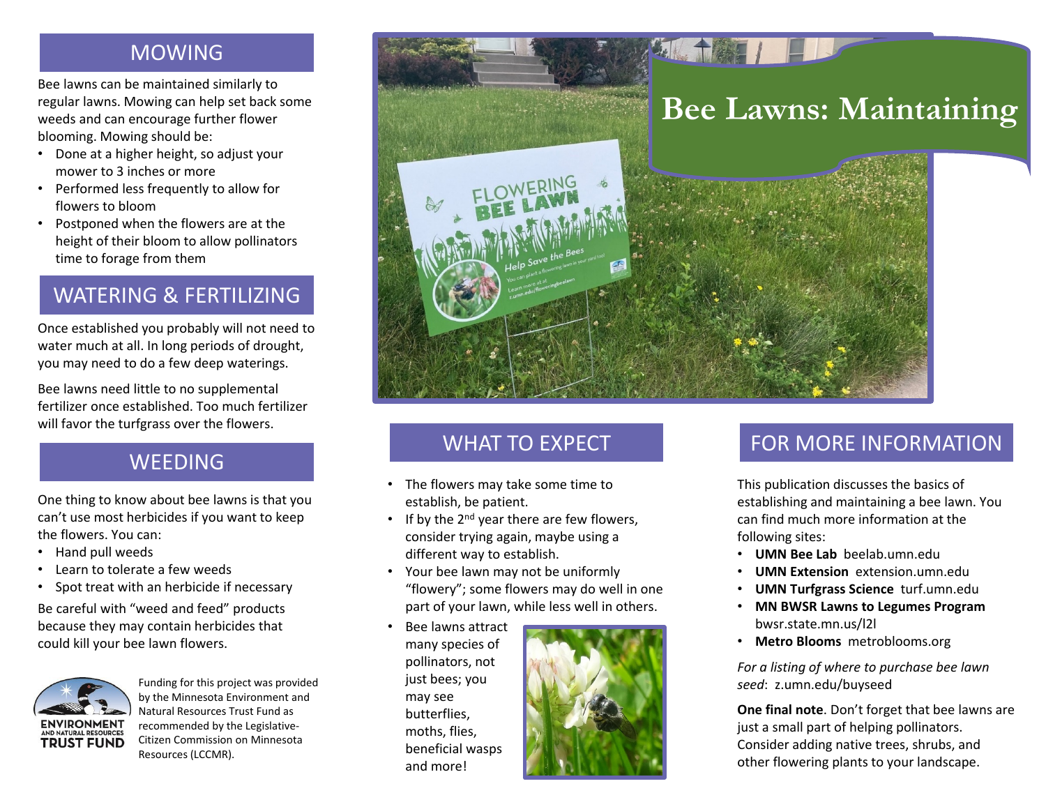# Bee Lawns: Maintaining

## MOWING

Bee lawns can be maintained similarly to regular lawns. Mowing can help set back some weeds and can encourage further flower blooming. Mowing should be:

- Done at a higher height, so adjust your mower to 3 inches or more
- Performed less frequently to allow for flowers to bloom
- Postponed when the flowers are at the height of their bloom to allow pollinators time to forage from them

## WATERING & FERTILIZING

Once established you probably will not need to water much at all. In long periods of drought, you may need to do a few deep waterings.

Bee lawns need little to no supplemental fertilizer once established. Too much fertilizer will favor the turfgrass over the flowers.

## WEEDING

One thing to know about bee lawns is that you can't use most herbicides if you want to keep the flowers. You can:

- Hand pull weeds
- Learn to tolerate a few weeds
- Spot treat with an herbicide if necessary

Be careful with "weed and feed" products because they may contain herbicides that could kill your bee lawn flowers.

Funding for this project was provided by the Minnesota Environment and Natural Resources Trust Fund as recommended by the Legislative-Citizen Commission on Minnesota Resources (LCCMR).

## WHAT TO EXPECT

- The flowers may take some time to establish, be patient.
- If by the 2nd year there are few flowers, consider trying again, maybe using a different way to establish.
- Your bee lawn may not be uniformly "flowery"; some flowers may do well in one part of your lawn, while less well in others.
- Bee lawns attract many species of pollinators, not just bees; you may see butterflies, moths, flies, beneficial wasps and more!

## FOR MORE INFORMATION

This publication discusses the basics of establishing and maintaining a bee lawn. You can find much more information at the following sites:

- **UMN Bee Lab** beelab.umn.edu
- **UMN Extension** extension.umn.edu
- **UMN Turfgrass Science** turf.umn.edu
- **MN BWSR Lawns to Legumes Program** bwsr.state.mn.us/l2l
- **Metro Blooms** metroblooms.org

*For a listing of where to purchase bee lawn seed*: z.umn.edu/buyseed

**One final note**. Don't forget that bee lawns are just a small part of helping pollinators. Consider adding native trees, shrubs, and other flowering plants to your landscape.